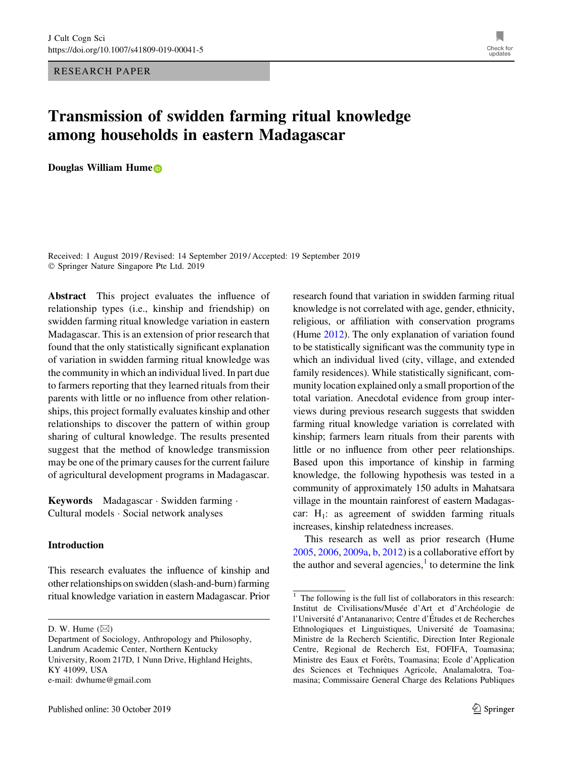RESEARCH PAPER

# Transmission of swidden farming ritual knowledge among households in eastern Madagascar

**Douglas William Hume**

Received: 1 August 2019 / Revised: 14 September 2019 / Accepted: 19 September 2019
© Springer Nature Singapore Pte Ltd. 2019

**Abstract** This project evaluates the influence of relationship types (i.e., kinship and friendship) on swidden farming ritual knowledge variation in eastern Madagascar. This is an extension of prior research that found that the only statistically significant explanation of variation in swidden farming ritual knowledge was the community in which an individual lived. In part due to farmers reporting that they learned rituals from their parents with little or no influence from other relationships, this project formally evaluates kinship and other relationships to discover the pattern of within group sharing of cultural knowledge. The results presented suggest that the method of knowledge transmission may be one of the primary causes for the current failure of agricultural development programs in Madagascar.

**Keywords** Madagascar · Swidden farming · Cultural models · Social network analyses

## Introduction

This research evaluates the influence of kinship and other relationships on swidden (slash-and-burn) farming ritual knowledge variation in eastern Madagascar. Prior research found that variation in swidden farming ritual knowledge is not correlated with age, gender, ethnicity, religious, or affiliation with conservation programs (Hume 2012). The only explanation of variation found to be statistically significant was the community type in which an individual lived (city, village, and extended family residences). While statistically significant, community location explained only a small proportion of the total variation. Anecdotal evidence from group interviews during previous research suggests that swidden farming ritual knowledge variation is correlated with kinship; farmers learn rituals from their parents with little or no influence from other peer relationships. Based upon this importance of kinship in farming knowledge, the following hypothesis was tested in a community of approximately 150 adults in Mahatsara village in the mountain rainforest of eastern Madagascar: $H_1$: as agreement of swidden farming rituals increases, kinship relatedness increases.

This research as well as prior research (Hume 2005, 2006, 2009a, b, 2012) is a collaborative effort by the author and several agencies,[1] to determine the link

D. W. Hume (✉)
Department of Sociology, Anthropology and Philosophy, Landrum Academic Center, Northern Kentucky University, Room 217D, 1 Nunn Drive, Highland Heights, KY 41099, USA
e-mail: dwhume@gmail.com

[1] The following is the full list of collaborators in this research: Institut de Civilisations/Musée d'Art et d'Archéologie de l'Université d'Antananarivo; Centre d'Études et de Recherches Ethnologiques et Linguistiques, Université de Toamasina; Ministre de la Recherch Scientific, Direction Inter Regionale Centre, Regional de Recherch Est, FOFIFA, Toamasina; Ministre des Eaux et Forêts, Toamasina; Ecole d'Application des Sciences et Techniques Agricole, Analamalotra, Toamasina; Commissaire General Charge des Relations Publiques

Published online: 30 October 2019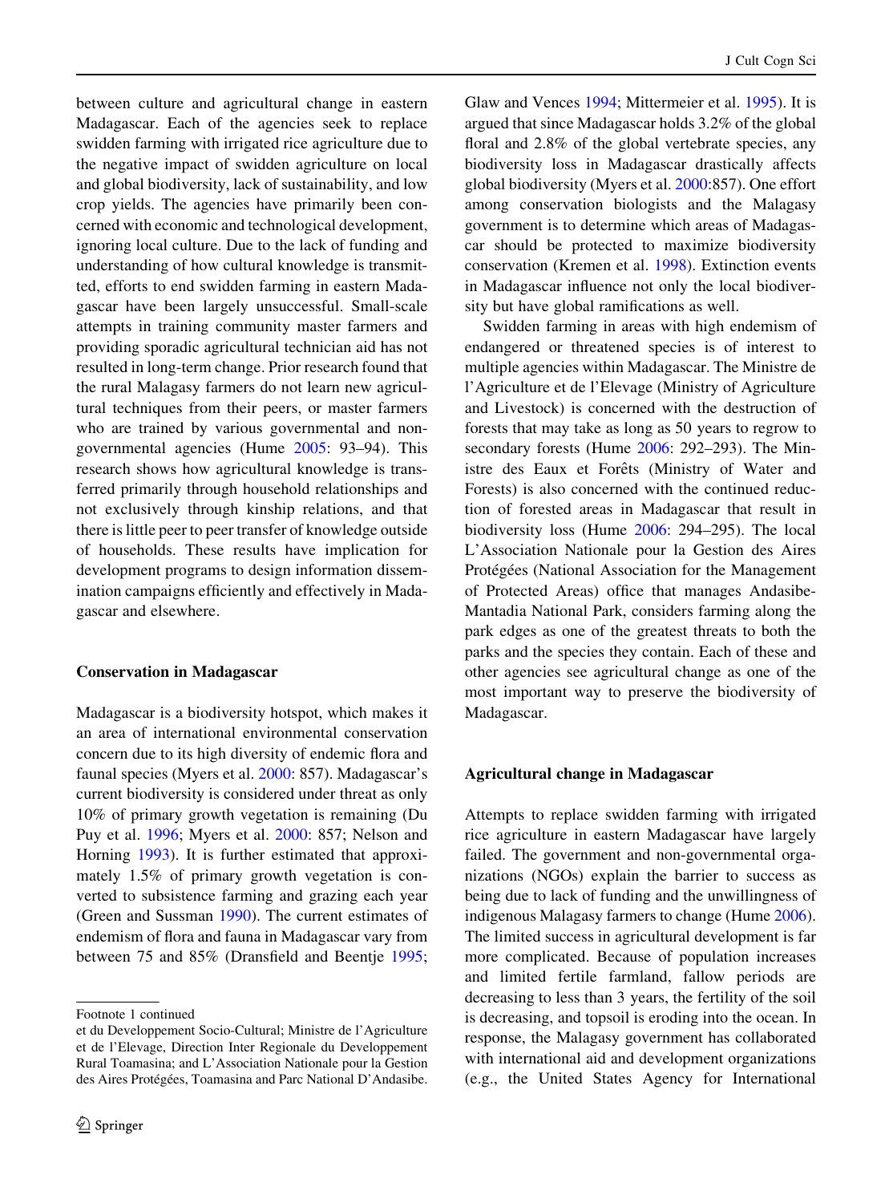between culture and agricultural change in eastern Madagascar. Each of the agencies seek to replace swidden farming with irrigated rice agriculture due to the negative impact of swidden agriculture on local and global biodiversity, lack of sustainability, and low crop yields. The agencies have primarily been concerned with economic and technological development, ignoring local culture. Due to the lack of funding and understanding of how cultural knowledge is transmitted, efforts to end swidden farming in eastern Madagascar have been largely unsuccessful. Small-scale attempts in training community master farmers and providing sporadic agricultural technician aid has not resulted in long-term change. Prior research found that the rural Malagasy farmers do not learn new agricultural techniques from their peers, or master farmers who are trained by various governmental and non-governmental agencies (Hume 2005: 93–94). This research shows how agricultural knowledge is transferred primarily through household relationships and not exclusively through kinship relations, and that there is little peer to peer transfer of knowledge outside of households. These results have implication for development programs to design information dissemination campaigns efficiently and effectively in Madagascar and elsewhere.

## Conservation in Madagascar

Madagascar is a biodiversity hotspot, which makes it an area of international environmental conservation concern due to its high diversity of endemic flora and faunal species (Myers et al. 2000: 857). Madagascar's current biodiversity is considered under threat as only 10% of primary growth vegetation is remaining (Du Puy et al. 1996; Myers et al. 2000: 857; Nelson and Horning 1993). It is further estimated that approximately 1.5% of primary growth vegetation is converted to subsistence farming and grazing each year (Green and Sussman 1990). The current estimates of endemism of flora and fauna in Madagascar vary from between 75 and 85% (Dransfield and Beentje 1995; Glaw and Vences 1994; Mittermeier et al. 1995). It is argued that since Madagascar holds 3.2% of the global floral and 2.8% of the global vertebrate species, any biodiversity loss in Madagascar drastically affects global biodiversity (Myers et al. 2000:857). One effort among conservation biologists and the Malagasy government is to determine which areas of Madagascar should be protected to maximize biodiversity conservation (Kremen et al. 1998). Extinction events in Madagascar influence not only the local biodiversity but have global ramifications as well.

Swidden farming in areas with high endemism of endangered or threatened species is of interest to multiple agencies within Madagascar. The Ministre de l'Agriculture et de l'Elevage (Ministry of Agriculture and Livestock) is concerned with the destruction of forests that may take as long as 50 years to regrow to secondary forests (Hume 2006: 292–293). The Ministre des Eaux et Forêts (Ministry of Water and Forests) is also concerned with the continued reduction of forested areas in Madagascar that result in biodiversity loss (Hume 2006: 294–295). The local L'Association Nationale pour la Gestion des Aires Protégées (National Association for the Management of Protected Areas) office that manages Andasibe-Mantadia National Park, considers farming along the park edges as one of the greatest threats to both the parks and the species they contain. Each of these and other agencies see agricultural change as one of the most important way to preserve the biodiversity of Madagascar.

## Agricultural change in Madagascar

Attempts to replace swidden farming with irrigated rice agriculture in eastern Madagascar have largely failed. The government and non-governmental organizations (NGOs) explain the barrier to success as being due to lack of funding and the unwillingness of indigenous Malagasy farmers to change (Hume 2006). The limited success in agricultural development is far more complicated. Because of population increases and limited fertile farmland, fallow periods are decreasing to less than 3 years, the fertility of the soil is decreasing, and topsoil is eroding into the ocean. In response, the Malagasy government has collaborated with international aid and development organizations (e.g., the United States Agency for International

Footnote 1 continued
et du Developpement Socio-Cultural; Ministre de l'Agriculture et de l'Elevage, Direction Inter Regionale du Developpement Rural Toamasina; and L'Association Nationale pour la Gestion des Aires Protégées, Toamasina and Parc National D'Andasibe.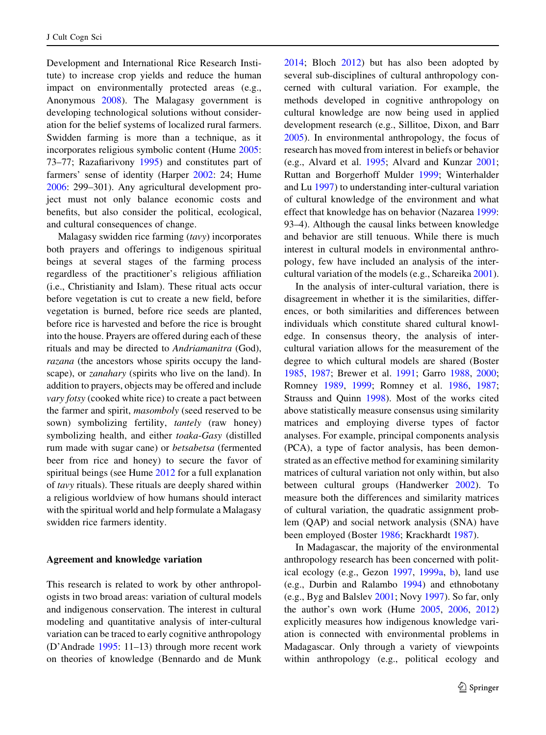Development and International Rice Research Institute) to increase crop yields and reduce the human impact on environmentally protected areas (e.g., Anonymous 2008). The Malagasy government is developing technological solutions without consideration for the belief systems of localized rural farmers. Swidden farming is more than a technique, as it incorporates religious symbolic content (Hume 2005: 73–77; Razafiarivony 1995) and constitutes part of farmers' sense of identity (Harper 2002: 24; Hume 2006: 299–301). Any agricultural development project must not only balance economic costs and benefits, but also consider the political, ecological, and cultural consequences of change.

Malagasy swidden rice farming (*tavy*) incorporates both prayers and offerings to indigenous spiritual beings at several stages of the farming process regardless of the practitioner's religious affiliation (i.e., Christianity and Islam). These ritual acts occur before vegetation is cut to create a new field, before vegetation is burned, before rice seeds are planted, before rice is harvested and before the rice is brought into the house. Prayers are offered during each of these rituals and may be directed to *Andriamanitra* (God), *razana* (the ancestors whose spirits occupy the landscape), or *zanahary* (spirits who live on the land). In addition to prayers, objects may be offered and include *vary fotsy* (cooked white rice) to create a pact between the farmer and spirit, *masomboly* (seed reserved to be sown) symbolizing fertility, *tantely* (raw honey) symbolizing health, and either *toaka-Gasy* (distilled rum made with sugar cane) or *betsabetsa* (fermented beer from rice and honey) to secure the favor of spiritual beings (see Hume 2012 for a full explanation of *tavy* rituals). These rituals are deeply shared within a religious worldview of how humans should interact with the spiritual world and help formulate a Malagasy swidden rice farmers identity.

## Agreement and knowledge variation

This research is related to work by other anthropologists in two broad areas: variation of cultural models and indigenous conservation. The interest in cultural modeling and quantitative analysis of inter-cultural variation can be traced to early cognitive anthropology (D'Andrade 1995: 11–13) through more recent work on theories of knowledge (Bennardo and de Munk 2014; Bloch 2012) but has also been adopted by several sub-disciplines of cultural anthropology concerned with cultural variation. For example, the methods developed in cognitive anthropology on cultural knowledge are now being used in applied development research (e.g., Sillitoe, Dixon, and Barr 2005). In environmental anthropology, the focus of research has moved from interest in beliefs or behavior (e.g., Alvard et al. 1995; Alvard and Kunzar 2001; Ruttan and Borgerhoff Mulder 1999; Winterhalder and Lu 1997) to understanding inter-cultural variation of cultural knowledge of the environment and what effect that knowledge has on behavior (Nazarea 1999: 93–4). Although the causal links between knowledge and behavior are still tenuous. While there is much interest in cultural models in environmental anthropology, few have included an analysis of the inter-cultural variation of the models (e.g., Schareika 2001).

In the analysis of inter-cultural variation, there is disagreement in whether it is the similarities, differences, or both similarities and differences between individuals which constitute shared cultural knowledge. In consensus theory, the analysis of inter-cultural variation allows for the measurement of the degree to which cultural models are shared (Boster 1985, 1987; Brewer et al. 1991; Garro 1988, 2000; Romney 1989, 1999; Romney et al. 1986, 1987; Strauss and Quinn 1998). Most of the works cited above statistically measure consensus using similarity matrices and employing diverse types of factor analyses. For example, principal components analysis (PCA), a type of factor analysis, has been demonstrated as an effective method for examining similarity matrices of cultural variation not only within, but also between cultural groups (Handwerker 2002). To measure both the differences and similarity matrices of cultural variation, the quadratic assignment problem (QAP) and social network analysis (SNA) have been employed (Boster 1986; Krackhardt 1987).

In Madagascar, the majority of the environmental anthropology research has been concerned with political ecology (e.g., Gezon 1997, 1999a, b), land use (e.g., Durbin and Ralambo 1994) and ethnobotany (e.g., Byg and Balslev 2001; Novy 1997). So far, only the author's own work (Hume 2005, 2006, 2012) explicitly measures how indigenous knowledge variation is connected with environmental problems in Madagascar. Only through a variety of viewpoints within anthropology (e.g., political ecology and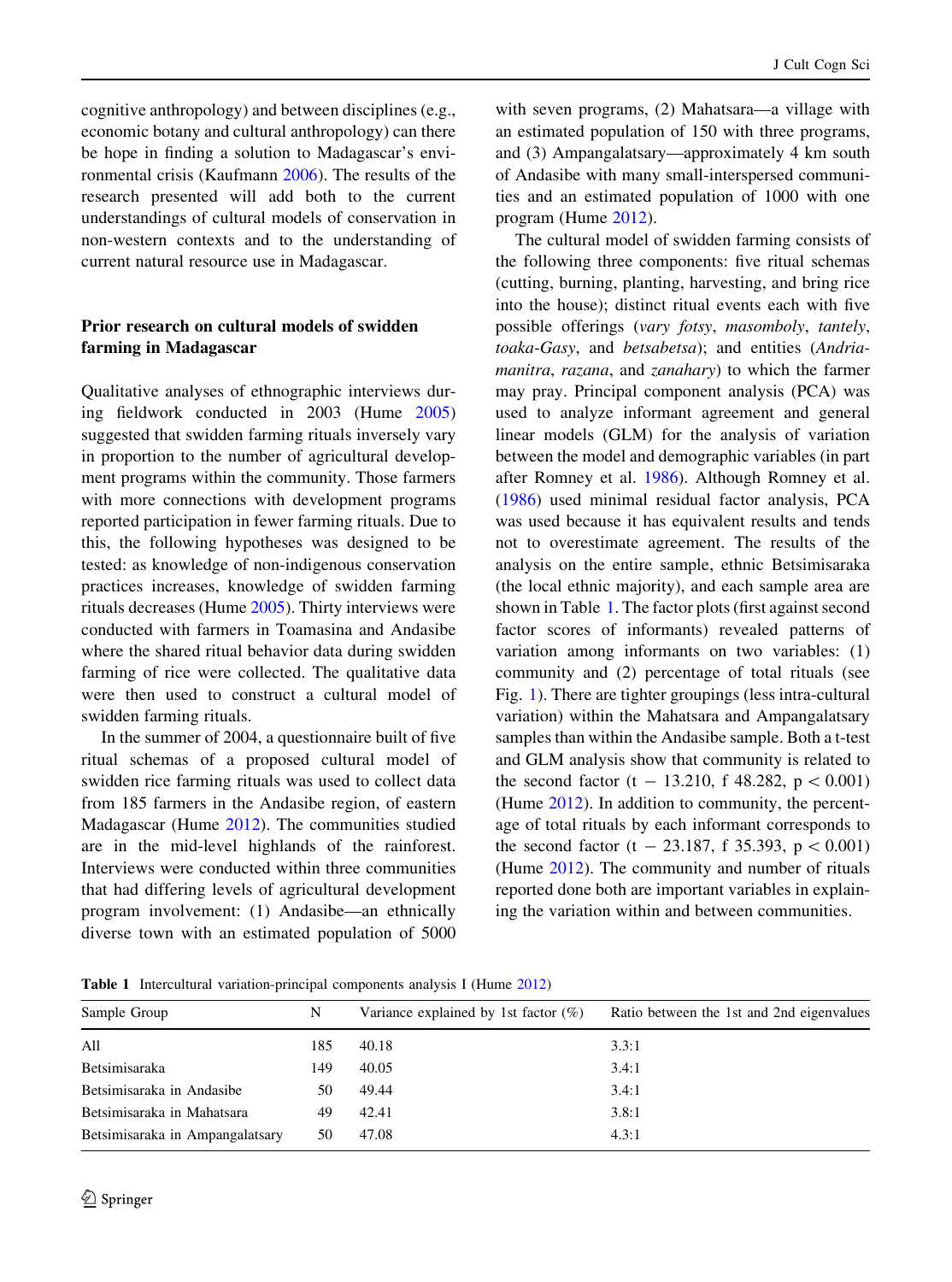cognitive anthropology) and between disciplines (e.g., economic botany and cultural anthropology) can there be hope in finding a solution to Madagascar's environmental crisis (Kaufmann 2006). The results of the research presented will add both to the current understandings of cultural models of conservation in non-western contexts and to the understanding of current natural resource use in Madagascar.

## Prior research on cultural models of swidden farming in Madagascar

Qualitative analyses of ethnographic interviews during fieldwork conducted in 2003 (Hume 2005) suggested that swidden farming rituals inversely vary in proportion to the number of agricultural development programs within the community. Those farmers with more connections with development programs reported participation in fewer farming rituals. Due to this, the following hypotheses was designed to be tested: as knowledge of non-indigenous conservation practices increases, knowledge of swidden farming rituals decreases (Hume 2005). Thirty interviews were conducted with farmers in Toamasina and Andasibe where the shared ritual behavior data during swidden farming of rice were collected. The qualitative data were then used to construct a cultural model of swidden farming rituals.

In the summer of 2004, a questionnaire built of five ritual schemas of a proposed cultural model of swidden rice farming rituals was used to collect data from 185 farmers in the Andasibe region, of eastern Madagascar (Hume 2012). The communities studied are in the mid-level highlands of the rainforest. Interviews were conducted within three communities that had differing levels of agricultural development program involvement: (1) Andasibe—an ethnically diverse town with an estimated population of 5000 with seven programs, (2) Mahatsara—a village with an estimated population of 150 with three programs, and (3) Ampangalatsary—approximately 4 km south of Andasibe with many small-interspersed communities and an estimated population of 1000 with one program (Hume 2012).

The cultural model of swidden farming consists of the following three components: five ritual schemas (cutting, burning, planting, harvesting, and bring rice into the house); distinct ritual events each with five possible offerings (*vary fotsy*, *masomboly*, *tantely*, *toaka-Gasy*, and *betsabetsa*); and entities (*Andriamanitra*, *razana*, and *zanahary*) to which the farmer may pray. Principal component analysis (PCA) was used to analyze informant agreement and general linear models (GLM) for the analysis of variation between the model and demographic variables (in part after Romney et al. 1986). Although Romney et al. (1986) used minimal residual factor analysis, PCA was used because it has equivalent results and tends not to overestimate agreement. The results of the analysis on the entire sample, ethnic Betsimisaraka (the local ethnic majority), and each sample area are shown in Table 1. The factor plots (first against second factor scores of informants) revealed patterns of variation among informants on two variables: (1) community and (2) percentage of total rituals (see Fig. 1). There are tighter groupings (less intra-cultural variation) within the Mahatsara and Ampangalatsary samples than within the Andasibe sample. Both a t-test and GLM analysis show that community is related to the second factor ($t - 13.210$, $f$ 48.282, $p < 0.001$) (Hume 2012). In addition to community, the percentage of total rituals by each informant corresponds to the second factor ($t - 23.187$, $f$ 35.393, $p < 0.001$) (Hume 2012). The community and number of rituals reported done both are important variables in explaining the variation within and between communities.

**Table 1** Intercultural variation-principal components analysis I (Hume 2012)

| Sample Group | N | Variance explained by 1st factor (%) | Ratio between the 1st and 2nd eigenvalues |
|---|---|---|---|
| All | 185 | 40.18 | 3.3:1 |
| Betsimisaraka | 149 | 40.05 | 3.4:1 |
| Betsimisaraka in Andasibe | 50 | 49.44 | 3.4:1 |
| Betsimisaraka in Mahatsara | 49 | 42.41 | 3.8:1 |
| Betsimisaraka in Ampangalatsary | 50 | 47.08 | 4.3:1 |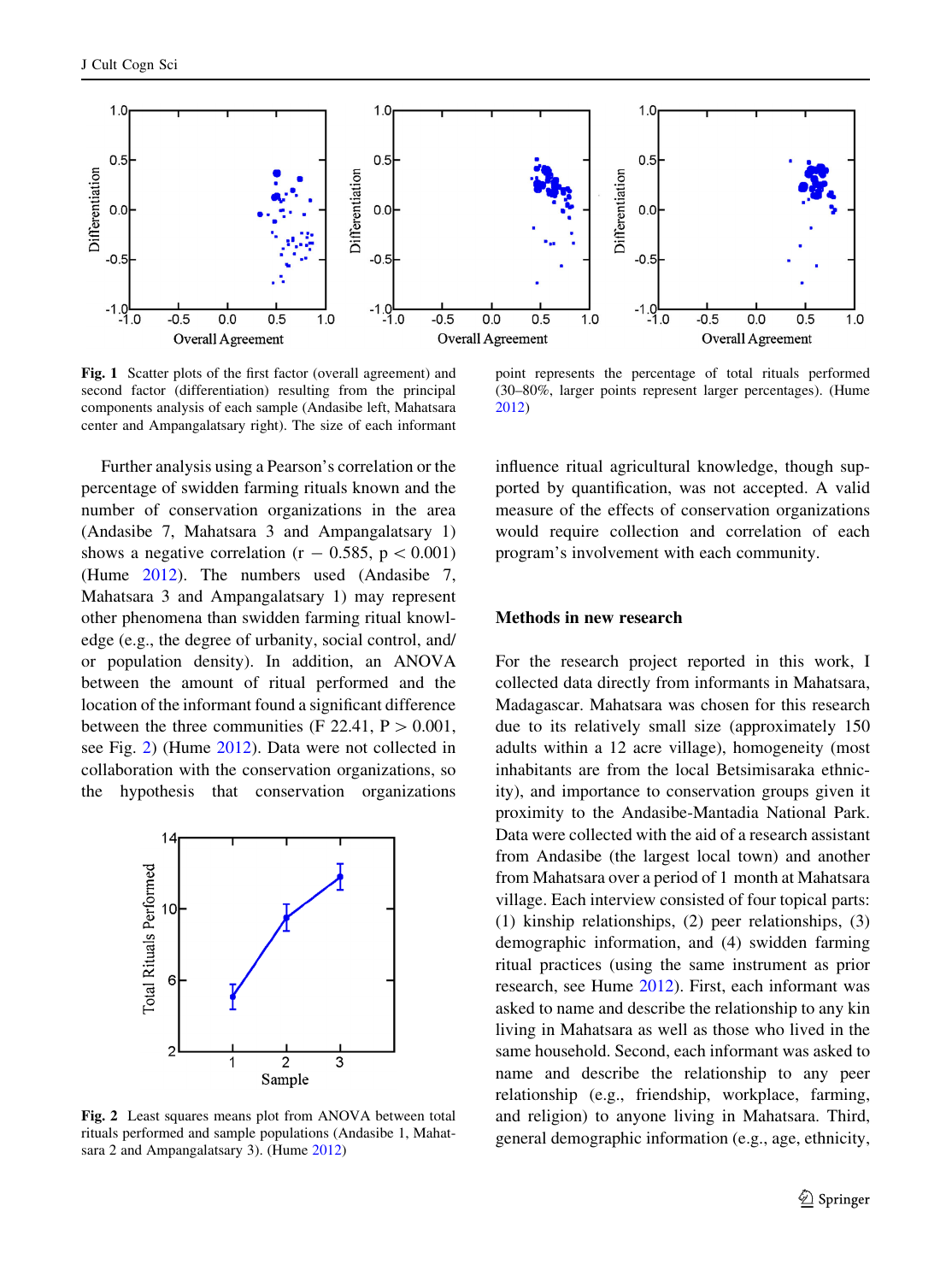Fig. 1 Scatter plots of the first factor (overall agreement) and second factor (differentiation) resulting from the principal components analysis of each sample (Andasibe left, Mahatsara center and Ampangalatsary right). The size of each informant point represents the percentage of total rituals performed (30–80%, larger points represent larger percentages). (Hume 2012)

Further analysis using a Pearson's correlation or the percentage of swidden farming rituals known and the number of conservation organizations in the area (Andasibe 7, Mahatsara 3 and Ampangalatsary 1) shows a negative correlation ($r - 0.585$, $p < 0.001$) (Hume 2012). The numbers used (Andasibe 7, Mahatsara 3 and Ampangalatsary 1) may represent other phenomena than swidden farming ritual knowledge (e.g., the degree of urbanity, social control, and/or population density). In addition, an ANOVA between the amount of ritual performed and the location of the informant found a significant difference between the three communities ($F$ 22.41, $P > 0.001$, see Fig. 2) (Hume 2012). Data were not collected in collaboration with the conservation organizations, so the hypothesis that conservation organizations influence ritual agricultural knowledge, though supported by quantification, was not accepted. A valid measure of the effects of conservation organizations would require collection and correlation of each program's involvement with each community.

Fig. 2 Least squares means plot from ANOVA between total rituals performed and sample populations (Andasibe 1, Mahatsara 2 and Ampangalatsary 3). (Hume 2012)

## Methods in new research

For the research project reported in this work, I collected data directly from informants in Mahatsara, Madagascar. Mahatsara was chosen for this research due to its relatively small size (approximately 150 adults within a 12 acre village), homogeneity (most inhabitants are from the local Betsimisaraka ethnicity), and importance to conservation groups given it proximity to the Andasibe-Mantadia National Park. Data were collected with the aid of a research assistant from Andasibe (the largest local town) and another from Mahatsara over a period of 1 month at Mahatsara village. Each interview consisted of four topical parts: (1) kinship relationships, (2) peer relationships, (3) demographic information, and (4) swidden farming ritual practices (using the same instrument as prior research, see Hume 2012). First, each informant was asked to name and describe the relationship to any kin living in Mahatsara as well as those who lived in the same household. Second, each informant was asked to name and describe the relationship to any peer relationship (e.g., friendship, workplace, farming, and religion) to anyone living in Mahatsara. Third, general demographic information (e.g., age, ethnicity,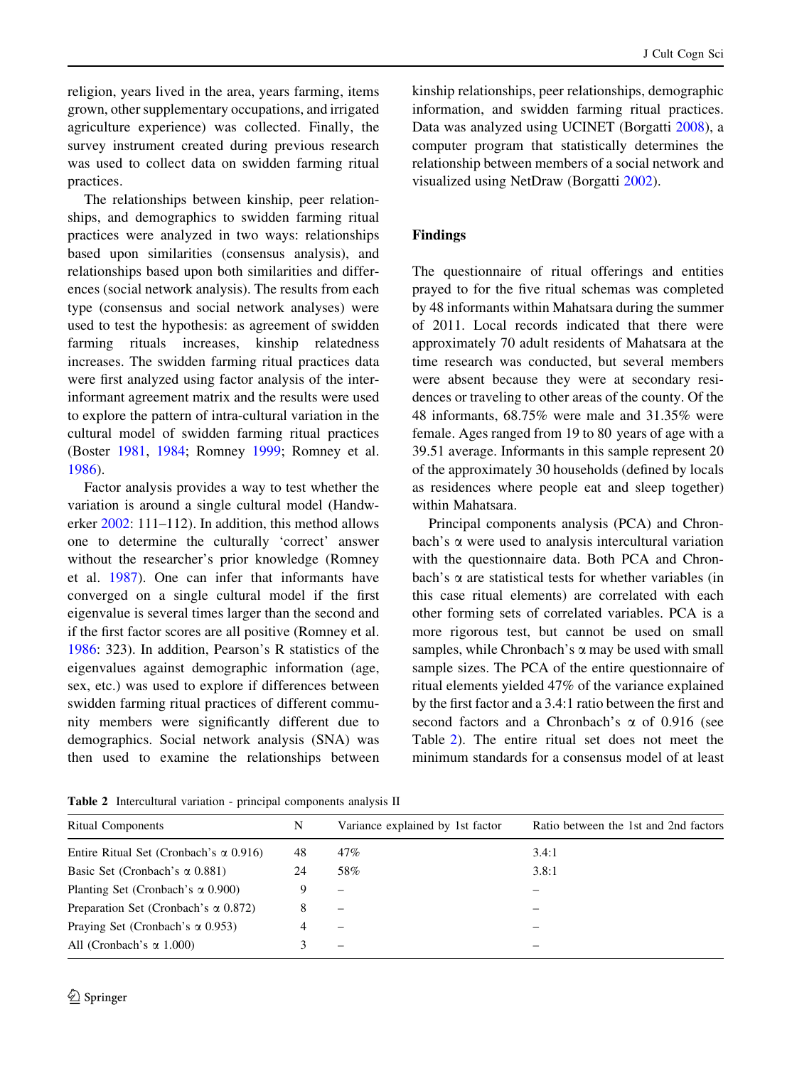religion, years lived in the area, years farming, items grown, other supplementary occupations, and irrigated agriculture experience) was collected. Finally, the survey instrument created during previous research was used to collect data on swidden farming ritual practices.

The relationships between kinship, peer relationships, and demographics to swidden farming ritual practices were analyzed in two ways: relationships based upon similarities (consensus analysis), and relationships based upon both similarities and differences (social network analysis). The results from each type (consensus and social network analyses) were used to test the hypothesis: as agreement of swidden farming rituals increases, kinship relatedness increases. The swidden farming ritual practices data were first analyzed using factor analysis of the inter-informant agreement matrix and the results were used to explore the pattern of intra-cultural variation in the cultural model of swidden farming ritual practices (Boster 1981, 1984; Romney 1999; Romney et al. 1986).

Factor analysis provides a way to test whether the variation is around a single cultural model (Handwerker 2002: 111–112). In addition, this method allows one to determine the culturally 'correct' answer without the researcher's prior knowledge (Romney et al. 1987). One can infer that informants have converged on a single cultural model if the first eigenvalue is several times larger than the second and if the first factor scores are all positive (Romney et al. 1986: 323). In addition, Pearson's R statistics of the eigenvalues against demographic information (age, sex, etc.) was used to explore if differences between swidden farming ritual practices of different community members were significantly different due to demographics. Social network analysis (SNA) was then used to examine the relationships between kinship relationships, peer relationships, demographic information, and swidden farming ritual practices. Data was analyzed using UCINET (Borgatti 2008), a computer program that statistically determines the relationship between members of a social network and visualized using NetDraw (Borgatti 2002).

## Findings

The questionnaire of ritual offerings and entities prayed to for the five ritual schemas was completed by 48 informants within Mahatsara during the summer of 2011. Local records indicated that there were approximately 70 adult residents of Mahatsara at the time research was conducted, but several members were absent because they were at secondary residences or traveling to other areas of the county. Of the 48 informants, 68.75% were male and 31.35% were female. Ages ranged from 19 to 80 years of age with a 39.51 average. Informants in this sample represent 20 of the approximately 30 households (defined by locals as residences where people eat and sleep together) within Mahatsara.

Principal components analysis (PCA) and Chronbach's α were used to analysis intercultural variation with the questionnaire data. Both PCA and Chronbach's α are statistical tests for whether variables (in this case ritual elements) are correlated with each other forming sets of correlated variables. PCA is a more rigorous test, but cannot be used on small samples, while Chronbach's α may be used with small sample sizes. The PCA of the entire questionnaire of ritual elements yielded 47% of the variance explained by the first factor and a 3.4:1 ratio between the first and second factors and a Chronbach's α of 0.916 (see Table 2). The entire ritual set does not meet the minimum standards for a consensus model of at least

**Table 2** Intercultural variation - principal components analysis II

| Ritual Components | N | Variance explained by 1st factor | Ratio between the 1st and 2nd factors |
|---|---|---|---|
| Entire Ritual Set (Cronbach's α 0.916) | 48 | 47% | 3.4:1 |
| Basic Set (Cronbach's α 0.881) | 24 | 58% | 3.8:1 |
| Planting Set (Cronbach's α 0.900) | 9 | – | – |
| Preparation Set (Cronbach's α 0.872) | 8 | – | – |
| Praying Set (Cronbach's α 0.953) | 4 | – | – |
| All (Cronbach's α 1.000) | 3 | – | – |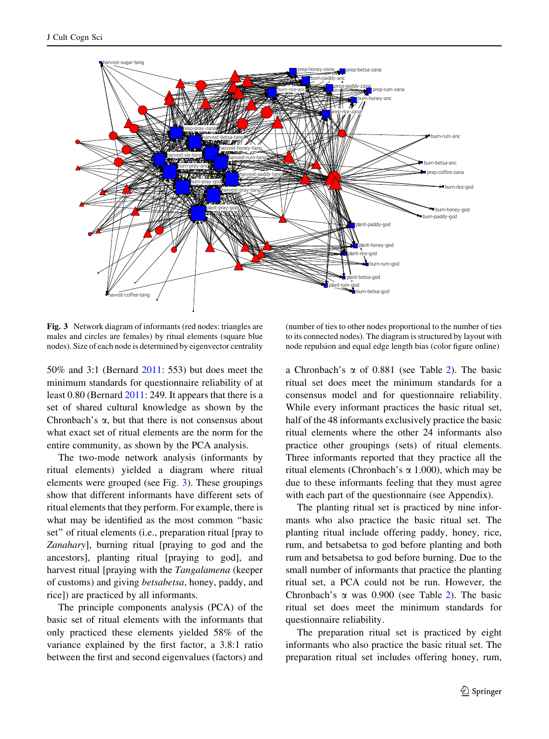Fig. 3 Network diagram of informants (red nodes: triangles are males and circles are females) by ritual elements (square blue nodes). Size of each node is determined by eigenvector centrality (number of ties to other nodes proportional to the number of ties to its connected nodes). The diagram is structured by layout with node repulsion and equal edge length bias (color figure online)

50% and 3:1 (Bernard 2011: 553) but does meet the minimum standards for questionnaire reliability of at least 0.80 (Bernard 2011: 249. It appears that there is a set of shared cultural knowledge as shown by the Chronbach's α, but that there is not consensus about what exact set of ritual elements are the norm for the entire community, as shown by the PCA analysis.

The two-mode network analysis (informants by ritual elements) yielded a diagram where ritual elements were grouped (see Fig. 3). These groupings show that different informants have different sets of ritual elements that they perform. For example, there is what may be identified as the most common "basic set" of ritual elements (i.e., preparation ritual [pray to *Zanahary*], burning ritual [praying to god and the ancestors], planting ritual [praying to god], and harvest ritual [praying with the *Tangalamena* (keeper of customs) and giving *betsabetsa*, honey, paddy, and rice]) are practiced by all informants.

The principle components analysis (PCA) of the basic set of ritual elements with the informants that only practiced these elements yielded 58% of the variance explained by the first factor, a 3.8:1 ratio between the first and second eigenvalues (factors) and a Chronbach's α of 0.881 (see Table 2). The basic ritual set does meet the minimum standards for a consensus model and for questionnaire reliability. While every informant practices the basic ritual set, half of the 48 informants exclusively practice the basic ritual elements where the other 24 informants also practice other groupings (sets) of ritual elements. Three informants reported that they practice all the ritual elements (Chronbach's α 1.000), which may be due to these informants feeling that they must agree with each part of the questionnaire (see Appendix).

The planting ritual set is practiced by nine informants who also practice the basic ritual set. The planting ritual include offering paddy, honey, rice, rum, and betsabetsa to god before planting and both rum and betsabetsa to god before burning. Due to the small number of informants that practice the planting ritual set, a PCA could not be run. However, the Chronbach's α was 0.900 (see Table 2). The basic ritual set does meet the minimum standards for questionnaire reliability.

The preparation ritual set is practiced by eight informants who also practice the basic ritual set. The preparation ritual set includes offering honey, rum,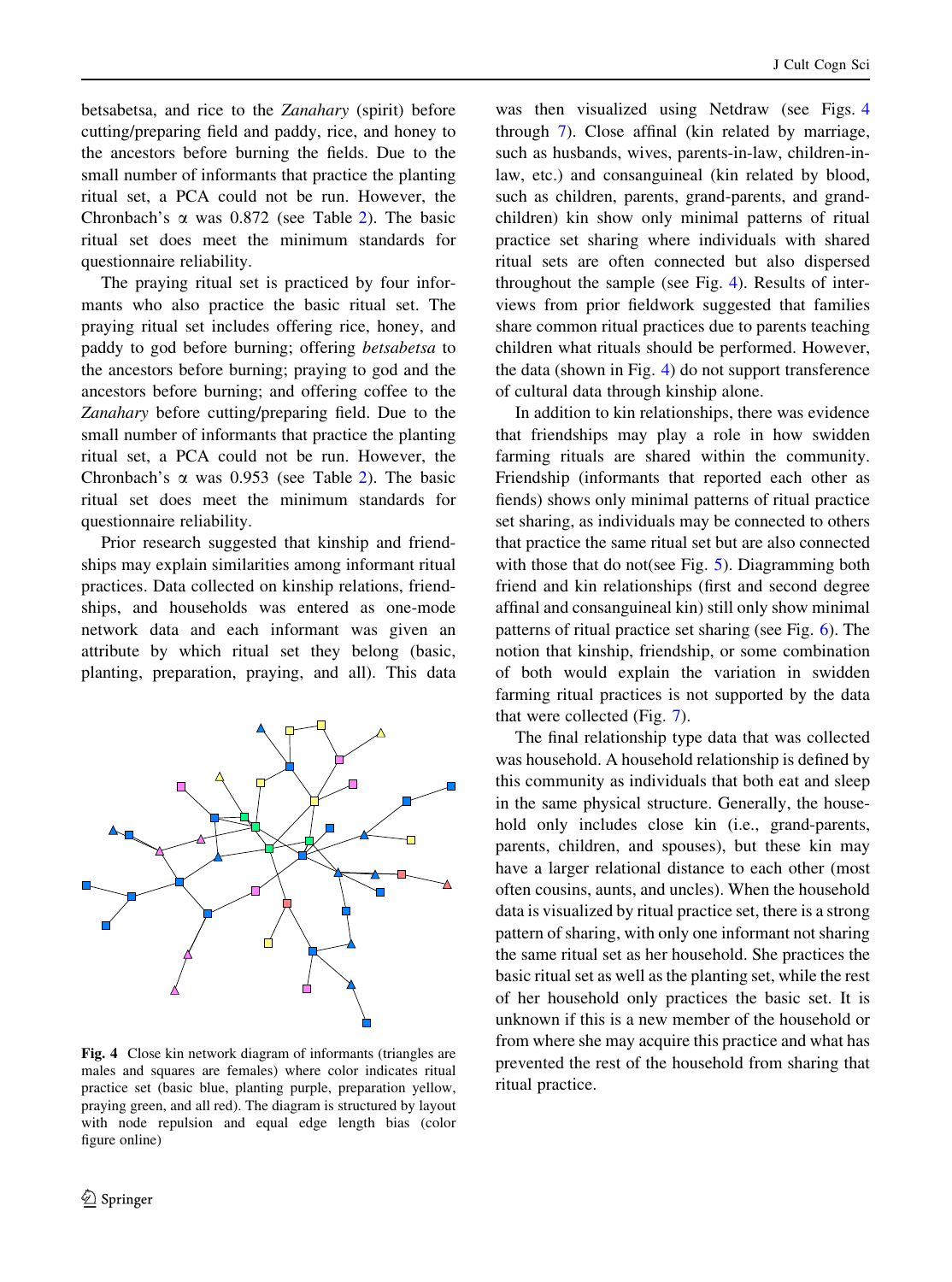betsabetsa, and rice to the *Zanahary* (spirit) before cutting/preparing field and paddy, rice, and honey to the ancestors before burning the fields. Due to the small number of informants that practice the planting ritual set, a PCA could not be run. However, the Chronbach's $\alpha$ was 0.872 (see Table 2). The basic ritual set does meet the minimum standards for questionnaire reliability.

The praying ritual set is practiced by four informants who also practice the basic ritual set. The praying ritual set includes offering rice, honey, and paddy to god before burning; offering *betsabetsa* to the ancestors before burning; praying to god and the ancestors before burning; and offering coffee to the *Zanahary* before cutting/preparing field. Due to the small number of informants that practice the planting ritual set, a PCA could not be run. However, the Chronbach's $\alpha$ was 0.953 (see Table 2). The basic ritual set does meet the minimum standards for questionnaire reliability.

Prior research suggested that kinship and friendships may explain similarities among informant ritual practices. Data collected on kinship relations, friendships, and households was entered as one-mode network data and each informant was given an attribute by which ritual set they belong (basic, planting, preparation, praying, and all). This data was then visualized using Netdraw (see Figs. 4 through 7). Close affinal (kin related by marriage, such as husbands, wives, parents-in-law, children-in-law, etc.) and consanguineal (kin related by blood, such as children, parents, grand-parents, and grand-children) kin show only minimal patterns of ritual practice set sharing where individuals with shared ritual sets are often connected but also dispersed throughout the sample (see Fig. 4). Results of interviews from prior fieldwork suggested that families share common ritual practices due to parents teaching children what rituals should be performed. However, the data (shown in Fig. 4) do not support transference of cultural data through kinship alone.

Fig. 4 Close kin network diagram of informants (triangles are males and squares are females) where color indicates ritual practice set (basic blue, planting purple, preparation yellow, praying green, and all red). The diagram is structured by layout with node repulsion and equal edge length bias (color figure online)

In addition to kin relationships, there was evidence that friendships may play a role in how swidden farming rituals are shared within the community. Friendship (informants that reported each other as fiends) shows only minimal patterns of ritual practice set sharing, as individuals may be connected to others that practice the same ritual set but are also connected with those that do not(see Fig. 5). Diagramming both friend and kin relationships (first and second degree affinal and consanguineal kin) still only show minimal patterns of ritual practice set sharing (see Fig. 6). The notion that kinship, friendship, or some combination of both would explain the variation in swidden farming ritual practices is not supported by the data that were collected (Fig. 7).

The final relationship type data that was collected was household. A household relationship is defined by this community as individuals that both eat and sleep in the same physical structure. Generally, the household only includes close kin (i.e., grand-parents, parents, children, and spouses), but these kin may have a larger relational distance to each other (most often cousins, aunts, and uncles). When the household data is visualized by ritual practice set, there is a strong pattern of sharing, with only one informant not sharing the same ritual set as her household. She practices the basic ritual set as well as the planting set, while the rest of her household only practices the basic set. It is unknown if this is a new member of the household or from where she may acquire this practice and what has prevented the rest of the household from sharing that ritual practice.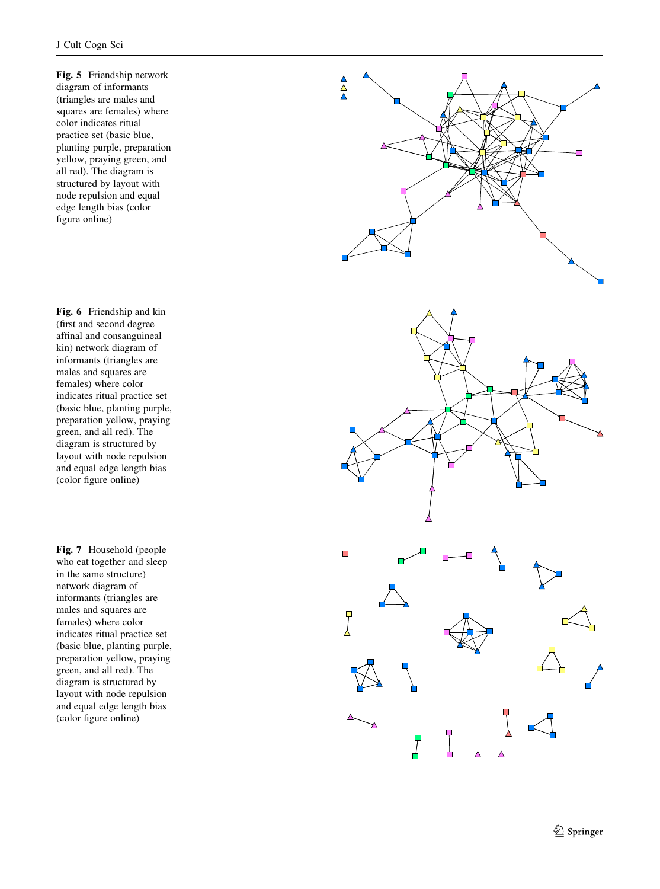**Fig. 5** Friendship network diagram of informants (triangles are males and squares are females) where color indicates ritual practice set (basic blue, planting purple, preparation yellow, praying green, and all red). The diagram is structured by layout with node repulsion and equal edge length bias (color figure online)

**Fig. 6** Friendship and kin (first and second degree affinal and consanguineal kin) network diagram of informants (triangles are males and squares are females) where color indicates ritual practice set (basic blue, planting purple, preparation yellow, praying green, and all red). The diagram is structured by layout with node repulsion and equal edge length bias (color figure online)

**Fig. 7** Household (people who eat together and sleep in the same structure) network diagram of informants (triangles are males and squares are females) where color indicates ritual practice set (basic blue, planting purple, preparation yellow, praying green, and all red). The diagram is structured by layout with node repulsion and equal edge length bias (color figure online)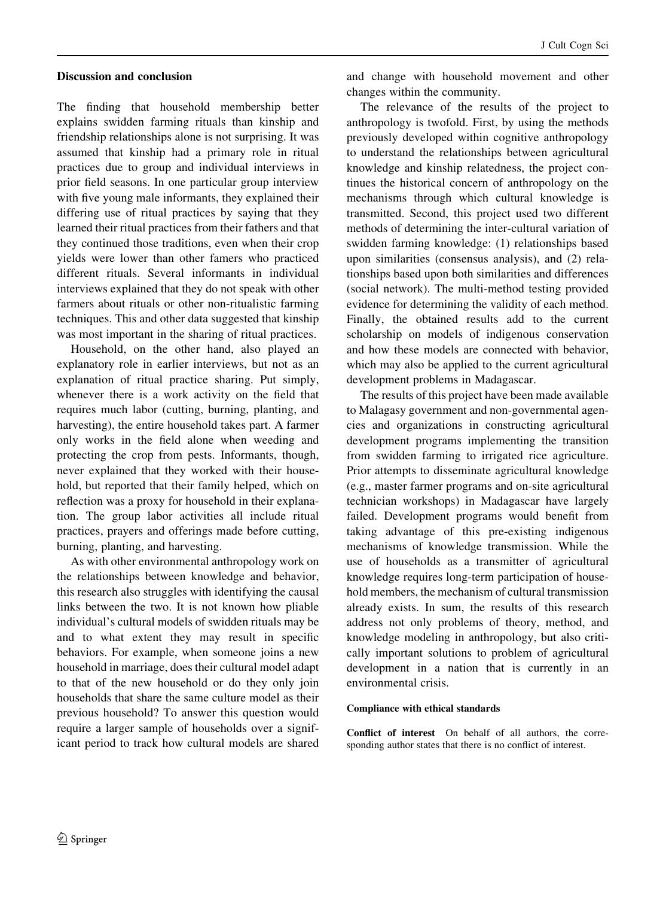### Discussion and conclusion

The finding that household membership better explains swidden farming rituals than kinship and friendship relationships alone is not surprising. It was assumed that kinship had a primary role in ritual practices due to group and individual interviews in prior field seasons. In one particular group interview with five young male informants, they explained their differing use of ritual practices by saying that they learned their ritual practices from their fathers and that they continued those traditions, even when their crop yields were lower than other famers who practiced different rituals. Several informants in individual interviews explained that they do not speak with other farmers about rituals or other non-ritualistic farming techniques. This and other data suggested that kinship was most important in the sharing of ritual practices.

Household, on the other hand, also played an explanatory role in earlier interviews, but not as an explanation of ritual practice sharing. Put simply, whenever there is a work activity on the field that requires much labor (cutting, burning, planting, and harvesting), the entire household takes part. A farmer only works in the field alone when weeding and protecting the crop from pests. Informants, though, never explained that they worked with their household, but reported that their family helped, which on reflection was a proxy for household in their explanation. The group labor activities all include ritual practices, prayers and offerings made before cutting, burning, planting, and harvesting.

As with other environmental anthropology work on the relationships between knowledge and behavior, this research also struggles with identifying the causal links between the two. It is not known how pliable individual's cultural models of swidden rituals may be and to what extent they may result in specific behaviors. For example, when someone joins a new household in marriage, does their cultural model adapt to that of the new household or do they only join households that share the same culture model as their previous household? To answer this question would require a larger sample of households over a significant period to track how cultural models are shared and change with household movement and other changes within the community.

The relevance of the results of the project to anthropology is twofold. First, by using the methods previously developed within cognitive anthropology to understand the relationships between agricultural knowledge and kinship relatedness, the project continues the historical concern of anthropology on the mechanisms through which cultural knowledge is transmitted. Second, this project used two different methods of determining the inter-cultural variation of swidden farming knowledge: (1) relationships based upon similarities (consensus analysis), and (2) relationships based upon both similarities and differences (social network). The multi-method testing provided evidence for determining the validity of each method. Finally, the obtained results add to the current scholarship on models of indigenous conservation and how these models are connected with behavior, which may also be applied to the current agricultural development problems in Madagascar.

The results of this project have been made available to Malagasy government and non-governmental agencies and organizations in constructing agricultural development programs implementing the transition from swidden farming to irrigated rice agriculture. Prior attempts to disseminate agricultural knowledge (e.g., master farmer programs and on-site agricultural technician workshops) in Madagascar have largely failed. Development programs would benefit from taking advantage of this pre-existing indigenous mechanisms of knowledge transmission. While the use of households as a transmitter of agricultural knowledge requires long-term participation of household members, the mechanism of cultural transmission already exists. In sum, the results of this research address not only problems of theory, method, and knowledge modeling in anthropology, but also critically important solutions to problem of agricultural development in a nation that is currently in an environmental crisis.

#### Compliance with ethical standards

**Conflict of interest** On behalf of all authors, the corresponding author states that there is no conflict of interest.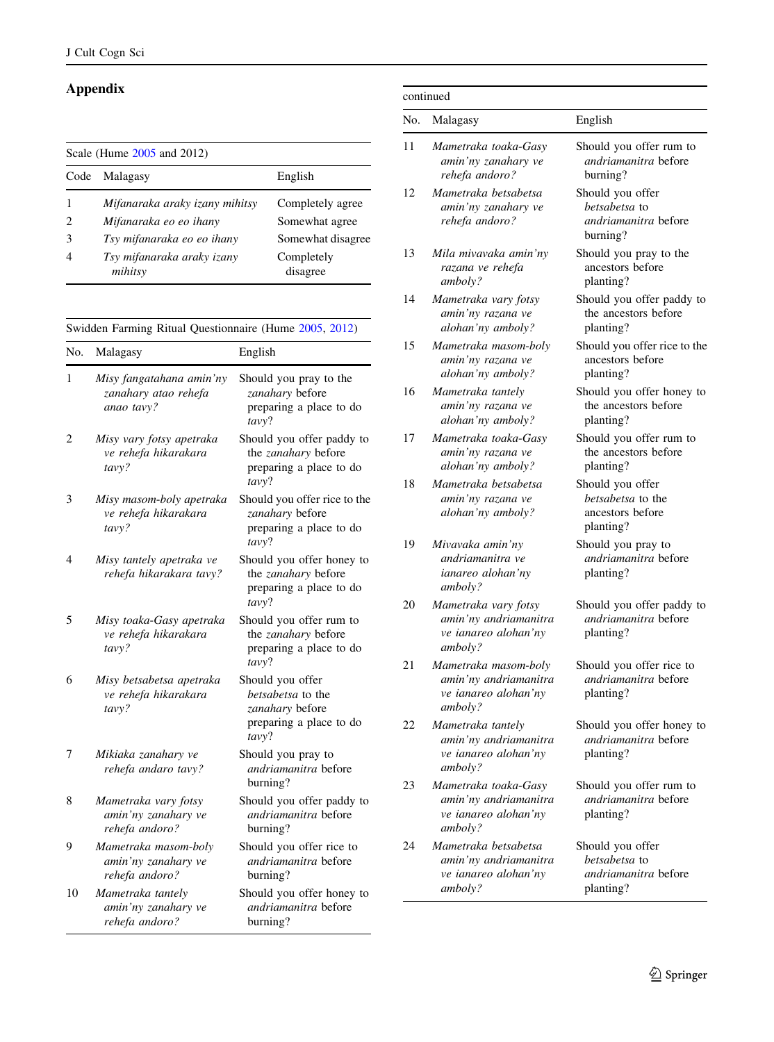## Appendix

Scale (Hume 2005 and 2012)

| Code | Malagasy | English |
|---|---|---|
| 1 | *Mifanaraka araky izany mihitsy* | Completely agree |
| 2 | *Mifanaraka eo eo ihany* | Somewhat agree |
| 3 | *Tsy mifanaraka eo eo ihany* | Somewhat disagree |
| 4 | *Tsy mifanaraka araky izany mihitsy* | Completely disagree |

Swidden Farming Ritual Questionnaire (Hume 2005, 2012)

| No. | Malagasy | English |
|---|---|---|
| 1 | *Misy fangatahana amin'ny zanahary atao rehefa anao tavy?* | Should you pray to the *zanahary* before preparing a place to do *tavy*? |
| 2 | *Misy vary fotsy apetraka ve rehefa hikarakara tavy?* | Should you offer paddy to the *zanahary* before preparing a place to do *tavy*? |
| 3 | *Misy masom-boly apetraka ve rehefa hikarakara tavy?* | Should you offer rice to the *zanahary* before preparing a place to do *tavy*? |
| 4 | *Misy tantely apetraka ve rehefa hikarakara tavy?* | Should you offer honey to the *zanahary* before preparing a place to do *tavy*? |
| 5 | *Misy toaka-Gasy apetraka ve rehefa hikarakara tavy?* | Should you offer rum to the *zanahary* before preparing a place to do *tavy*? |
| 6 | *Misy betsabetsa apetraka ve rehefa hikarakara tavy?* | Should you offer *betsabetsa* to the *zanahary* before preparing a place to do *tavy*? |
| 7 | *Mikiaka zanahary ve rehefa andaro tavy?* | Should you pray to *andriamanitra* before burning? |
| 8 | *Mametraka vary fotsy amin'ny zanahary ve rehefa andoro?* | Should you offer paddy to *andriamanitra* before burning? |
| 9 | *Mametraka masom-boly amin'ny zanahary ve rehefa andoro?* | Should you offer rice to *andriamanitra* before burning? |
| 10 | *Mametraka tantely amin'ny zanahary ve rehefa andoro?* | Should you offer honey to *andriamanitra* before burning? |
| 11 | *Mametraka toaka-Gasy amin'ny zanahary ve rehefa andoro?* | Should you offer rum to *andriamanitra* before burning? |
| 12 | *Mametraka betsabetsa amin'ny zanahary ve rehefa andoro?* | Should you offer *betsabetsa* to *andriamanitra* before burning? |
| 13 | *Mila mivavaka amin'ny razana ve rehefa amboly?* | Should you pray to the ancestors before planting? |
| 14 | *Mametraka vary fotsy amin'ny razana ve alohan'ny amboly?* | Should you offer paddy to the ancestors before planting? |
| 15 | *Mametraka masom-boly amin'ny razana ve alohan'ny amboly?* | Should you offer rice to the ancestors before planting? |
| 16 | *Mametraka tantely amin'ny razana ve alohan'ny amboly?* | Should you offer honey to the ancestors before planting? |
| 17 | *Mametraka toaka-Gasy amin'ny razana ve alohan'ny amboly?* | Should you offer rum to the ancestors before planting? |
| 18 | *Mametraka betsabetsa amin'ny razana ve alohan'ny amboly?* | Should you offer *betsabetsa* to the ancestors before planting? |
| 19 | *Mivavaka amin'ny andriamanitra ve ianareo alohan'ny amboly?* | Should you pray to *andriamanitra* before planting? |
| 20 | *Mametraka vary fotsy amin'ny andriamanitra ve ianareo alohan'ny amboly?* | Should you offer paddy to *andriamanitra* before planting? |
| 21 | *Mametraka masom-boly amin'ny andriamanitra ve ianareo alohan'ny amboly?* | Should you offer rice to *andriamanitra* before planting? |
| 22 | *Mametraka tantely amin'ny andriamanitra ve ianareo alohan'ny amboly?* | Should you offer honey to *andriamanitra* before planting? |
| 23 | *Mametraka toaka-Gasy amin'ny andriamanitra ve ianareo alohan'ny amboly?* | Should you offer rum to *andriamanitra* before planting? |
| 24 | *Mametraka betsabetsa amin'ny andriamanitra ve ianareo alohan'ny amboly?* | Should you offer *betsabetsa* to *andriamanitra* before planting? |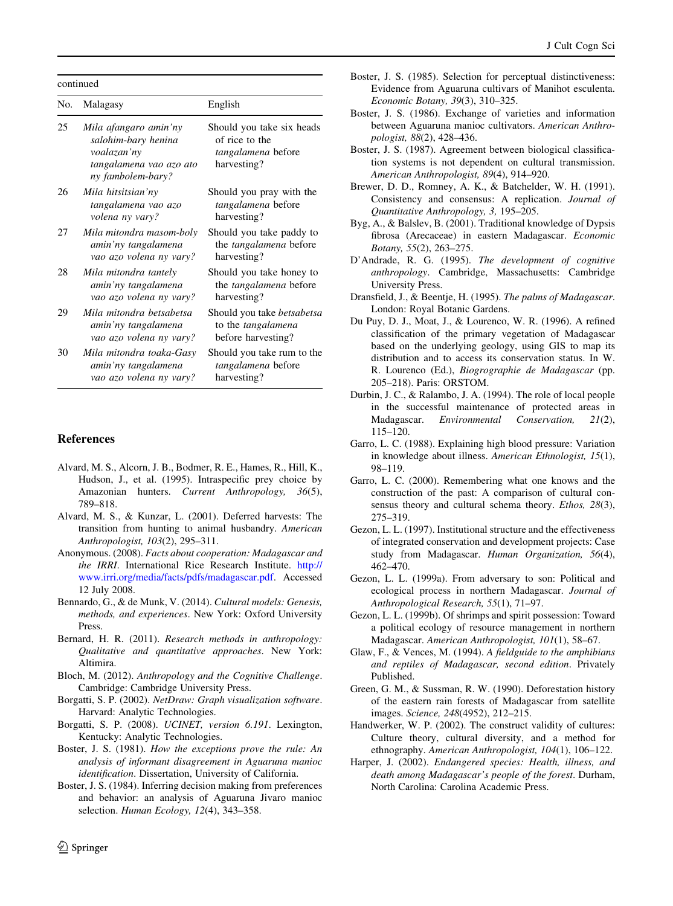continued

| No. | Malagasy | English |
|---|---|---|
| 25 | *Mila afangaro amin'ny salohim-bary henina voalazan'ny tangalamena vao azo ato ny fambolem-bary?* | Should you take six heads of rice to the *tangalamena* before harvesting? |
| 26 | *Mila hitsitsian'ny tangalamena vao azo volena ny vary?* | Should you pray with the *tangalamena* before harvesting? |
| 27 | *Mila mitondra masom-boly amin'ny tangalamena vao azo volena ny vary?* | Should you take paddy to the *tangalamena* before harvesting? |
| 28 | *Mila mitondra tantely amin'ny tangalamena vao azo volena ny vary?* | Should you take honey to the *tangalamena* before harvesting? |
| 29 | *Mila mitondra betsabetsa amin'ny tangalamena vao azo volena ny vary?* | Should you take *betsabetsa* to the *tangalamena* before harvesting? |
| 30 | *Mila mitondra toaka-Gasy amin'ny tangalamena vao azo volena ny vary?* | Should you take rum to the *tangalamena* before harvesting? |

## References

Alvard, M. S., Alcorn, J. B., Bodmer, R. E., Hames, R., Hill, K., Hudson, J., et al. (1995). Intraspecific prey choice by Amazonian hunters. *Current Anthropology, 36*(5), 789–818.

Alvard, M. S., & Kunzar, L. (2001). Deferred harvests: The transition from hunting to animal husbandry. *American Anthropologist, 103*(2), 295–311.

Anonymous. (2008). *Facts about cooperation: Madagascar and the IRRI*. International Rice Research Institute. http://www.irri.org/media/facts/pdfs/madagascar.pdf. Accessed 12 July 2008.

Bennardo, G., & de Munk, V. (2014). *Cultural models: Genesis, methods, and experiences*. New York: Oxford University Press.

Bernard, H. R. (2011). *Research methods in anthropology: Qualitative and quantitative approaches*. New York: Altimira.

Bloch, M. (2012). *Anthropology and the Cognitive Challenge*. Cambridge: Cambridge University Press.

Borgatti, S. P. (2002). *NetDraw: Graph visualization software*. Harvard: Analytic Technologies.

Borgatti, S. P. (2008). *UCINET, version 6.191*. Lexington, Kentucky: Analytic Technologies.

Boster, J. S. (1981). *How the exceptions prove the rule: An analysis of informant disagreement in Aguaruna manioc identification*. Dissertation, University of California.

Boster, J. S. (1984). Inferring decision making from preferences and behavior: an analysis of Aguaruna Jivaro manioc selection. *Human Ecology, 12*(4), 343–358.

Boster, J. S. (1985). Selection for perceptual distinctiveness: Evidence from Aguaruna cultivars of Manihot esculenta. *Economic Botany, 39*(3), 310–325.

Boster, J. S. (1986). Exchange of varieties and information between Aguaruna manioc cultivators. *American Anthropologist, 88*(2), 428–436.

Boster, J. S. (1987). Agreement between biological classification systems is not dependent on cultural transmission. *American Anthropologist, 89*(4), 914–920.

Brewer, D. D., Romney, A. K., & Batchelder, W. H. (1991). Consistency and consensus: A replication. *Journal of Quantitative Anthropology, 3,* 195–205.

Byg, A., & Balslev, B. (2001). Traditional knowledge of Dypsis fibrosa (Arecaceae) in eastern Madagascar. *Economic Botany, 55*(2), 263–275.

D'Andrade, R. G. (1995). *The development of cognitive anthropology*. Cambridge, Massachusetts: Cambridge University Press.

Dransfield, J., & Beentje, H. (1995). *The palms of Madagascar*. London: Royal Botanic Gardens.

Du Puy, D. J., Moat, J., & Lourenco, W. R. (1996). A refined classification of the primary vegetation of Madagascar based on the underlying geology, using GIS to map its distribution and to assess its conservation status. In W. R. Lourenco (Ed.), *Biogrographie de Madagascar* (pp. 205–218). Paris: ORSTOM.

Durbin, J. C., & Ralambo, J. A. (1994). The role of local people in the successful maintenance of protected areas in Madagascar. *Environmental Conservation, 21*(2), 115–120.

Garro, L. C. (1988). Explaining high blood pressure: Variation in knowledge about illness. *American Ethnologist, 15*(1), 98–119.

Garro, L. C. (2000). Remembering what one knows and the construction of the past: A comparison of cultural consensus theory and cultural schema theory. *Ethos, 28*(3), 275–319.

Gezon, L. L. (1997). Institutional structure and the effectiveness of integrated conservation and development projects: Case study from Madagascar. *Human Organization, 56*(4), 462–470.

Gezon, L. L. (1999a). From adversary to son: Political and ecological process in northern Madagascar. *Journal of Anthropological Research, 55*(1), 71–97.

Gezon, L. L. (1999b). Of shrimps and spirit possession: Toward a political ecology of resource management in northern Madagascar. *American Anthropologist, 101*(1), 58–67.

Glaw, F., & Vences, M. (1994). *A fieldguide to the amphibians and reptiles of Madagascar, second edition*. Privately Published.

Green, G. M., & Sussman, R. W. (1990). Deforestation history of the eastern rain forests of Madagascar from satellite images. *Science, 248*(4952), 212–215.

Handwerker, W. P. (2002). The construct validity of cultures: Culture theory, cultural diversity, and a method for ethnography. *American Anthropologist, 104*(1), 106–122.

Harper, J. (2002). *Endangered species: Health, illness, and death among Madagascar's people of the forest*. Durham, North Carolina: Carolina Academic Press.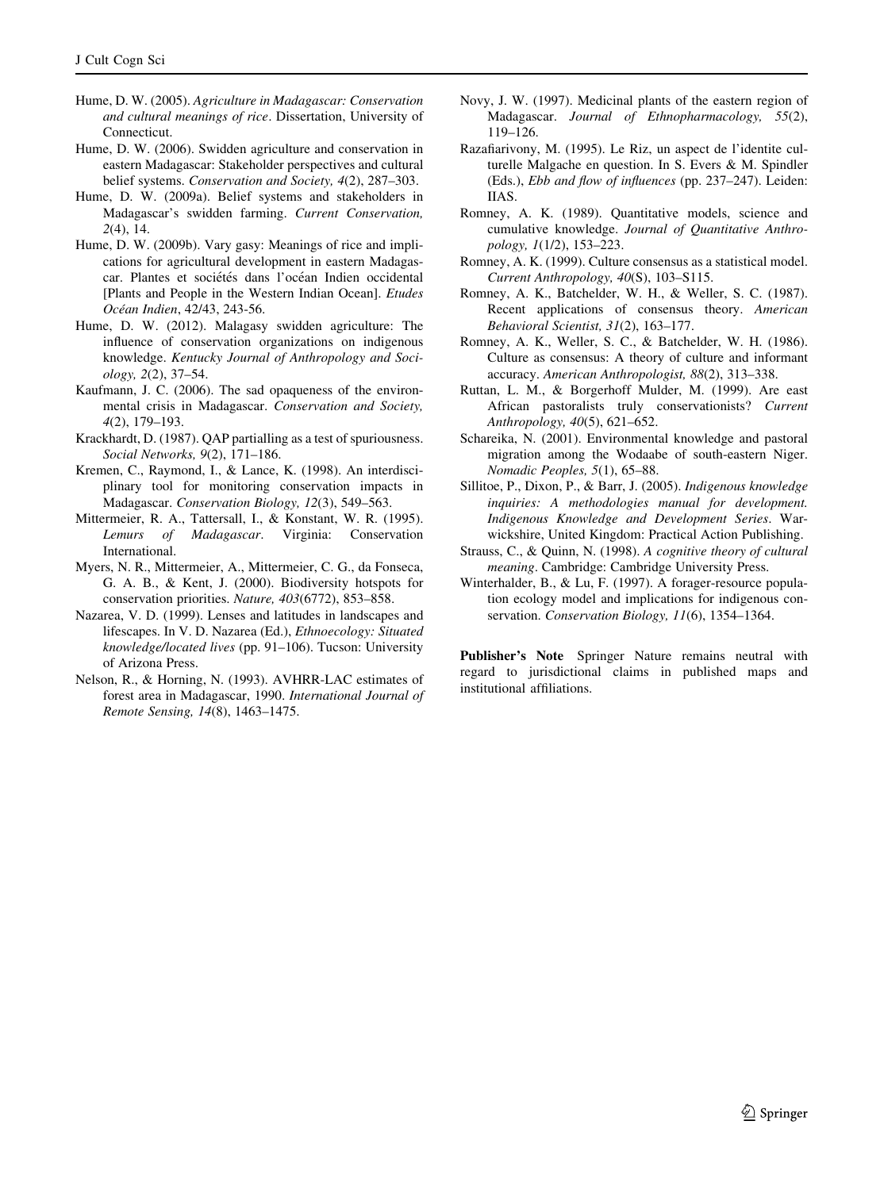Hume, D. W. (2005). *Agriculture in Madagascar: Conservation and cultural meanings of rice*. Dissertation, University of Connecticut.

Hume, D. W. (2006). Swidden agriculture and conservation in eastern Madagascar: Stakeholder perspectives and cultural belief systems. *Conservation and Society, 4*(2), 287–303.

Hume, D. W. (2009a). Belief systems and stakeholders in Madagascar's swidden farming. *Current Conservation, 2*(4), 14.

Hume, D. W. (2009b). Vary gasy: Meanings of rice and implications for agricultural development in eastern Madagascar. Plantes et sociétés dans l'océan Indien occidental [Plants and People in the Western Indian Ocean]. *Etudes Océan Indien*, 42/43, 243-56.

Hume, D. W. (2012). Malagasy swidden agriculture: The influence of conservation organizations on indigenous knowledge. *Kentucky Journal of Anthropology and Sociology, 2*(2), 37–54.

Kaufmann, J. C. (2006). The sad opaqueness of the environmental crisis in Madagascar. *Conservation and Society, 4*(2), 179–193.

Krackhardt, D. (1987). QAP partialling as a test of spuriousness. *Social Networks, 9*(2), 171–186.

Kremen, C., Raymond, I., & Lance, K. (1998). An interdisciplinary tool for monitoring conservation impacts in Madagascar. *Conservation Biology, 12*(3), 549–563.

Mittermeier, R. A., Tattersall, I., & Konstant, W. R. (1995). *Lemurs of Madagascar*. Virginia: Conservation International.

Myers, N. R., Mittermeier, A., Mittermeier, C. G., da Fonseca, G. A. B., & Kent, J. (2000). Biodiversity hotspots for conservation priorities. *Nature, 403*(6772), 853–858.

Nazarea, V. D. (1999). Lenses and latitudes in landscapes and lifescapes. In V. D. Nazarea (Ed.), *Ethnoecology: Situated knowledge/located lives* (pp. 91–106). Tucson: University of Arizona Press.

Nelson, R., & Horning, N. (1993). AVHRR-LAC estimates of forest area in Madagascar, 1990. *International Journal of Remote Sensing, 14*(8), 1463–1475.

Novy, J. W. (1997). Medicinal plants of the eastern region of Madagascar. *Journal of Ethnopharmacology, 55*(2), 119–126.

Razafiarivony, M. (1995). Le Riz, un aspect de l'identite culturelle Malgache en question. In S. Evers & M. Spindler (Eds.), *Ebb and flow of influences* (pp. 237–247). Leiden: IIAS.

Romney, A. K. (1989). Quantitative models, science and cumulative knowledge. *Journal of Quantitative Anthropology, 1*(1/2), 153–223.

Romney, A. K. (1999). Culture consensus as a statistical model. *Current Anthropology, 40*(S), 103–S115.

Romney, A. K., Batchelder, W. H., & Weller, S. C. (1987). Recent applications of consensus theory. *American Behavioral Scientist, 31*(2), 163–177.

Romney, A. K., Weller, S. C., & Batchelder, W. H. (1986). Culture as consensus: A theory of culture and informant accuracy. *American Anthropologist, 88*(2), 313–338.

Ruttan, L. M., & Borgerhoff Mulder, M. (1999). Are east African pastoralists truly conservationists? *Current Anthropology, 40*(5), 621–652.

Schareika, N. (2001). Environmental knowledge and pastoral migration among the Wodaabe of south-eastern Niger. *Nomadic Peoples, 5*(1), 65–88.

Sillitoe, P., Dixon, P., & Barr, J. (2005). *Indigenous knowledge inquiries: A methodologies manual for development. Indigenous Knowledge and Development Series*. Warwickshire, United Kingdom: Practical Action Publishing.

Strauss, C., & Quinn, N. (1998). *A cognitive theory of cultural meaning*. Cambridge: Cambridge University Press.

Winterhalder, B., & Lu, F. (1997). A forager-resource population ecology model and implications for indigenous conservation. *Conservation Biology, 11*(6), 1354–1364.

**Publisher's Note** Springer Nature remains neutral with regard to jurisdictional claims in published maps and institutional affiliations.